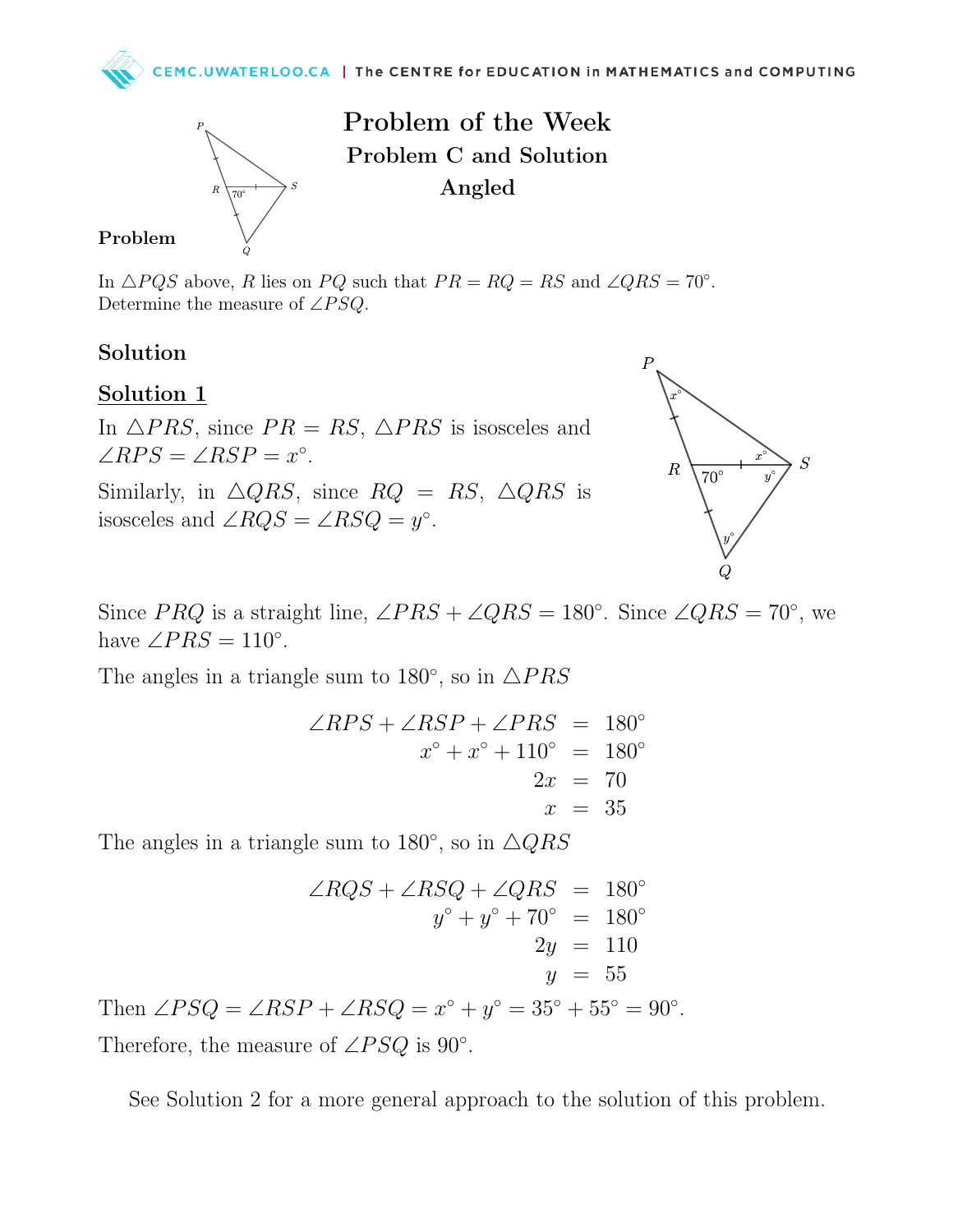# Problem of the Week

## Problem C and Solution

## Angled

**Problem**

In $\triangle PQS$ above, $R$ lies on $PQ$ such that $PR = RQ = RS$ and $\angle QRS = 70^\circ$. Determine the measure of $\angle PSQ$.

## Solution

### Solution 1

In $\triangle PRS$, since $PR = RS$, $\triangle PRS$ is isosceles and $\angle RPS = \angle RSP = x^\circ$.

Similarly, in $\triangle QRS$, since $RQ = RS$, $\triangle QRS$ is isosceles and $\angle RQS = \angle RSQ = y^\circ$.

Since $PRQ$ is a straight line, $\angle PRS + \angle QRS = 180^\circ$. Since $\angle QRS = 70^\circ$, we have $\angle PRS = 110^\circ$.

The angles in a triangle sum to $180^\circ$, so in $\triangle PRS$

$$\begin{aligned}
\angle RPS + \angle RSP + \angle PRS &= 180^\circ \\
x^\circ + x^\circ + 110^\circ &= 180^\circ \\
2x &= 70 \\
x &= 35
\end{aligned}$$

The angles in a triangle sum to $180^\circ$, so in $\triangle QRS$

$$\begin{aligned}
\angle RQS + \angle RSQ + \angle QRS &= 180^\circ \\
y^\circ + y^\circ + 70^\circ &= 180^\circ \\
2y &= 110 \\
y &= 55
\end{aligned}$$

Then $\angle PSQ = \angle RSP + \angle RSQ = x^\circ + y^\circ = 35^\circ + 55^\circ = 90^\circ$.

Therefore, the measure of $\angle PSQ$ is $90^\circ$.

See Solution 2 for a more general approach to the solution of this problem.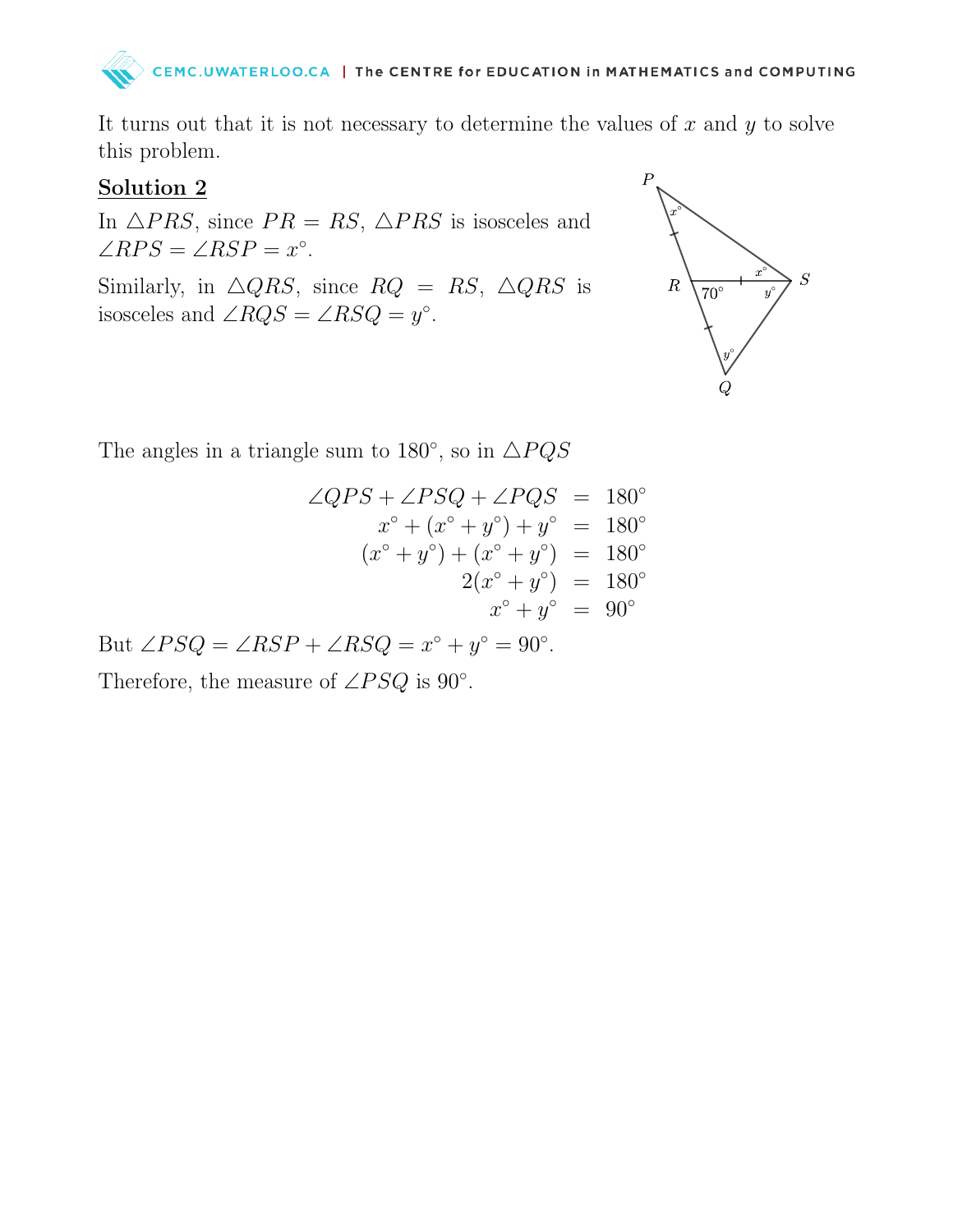It turns out that it is not necessary to determine the values of $x$ and $y$ to solve this problem.

**Solution 2**

In $\triangle PRS$, since $PR = RS$, $\triangle PRS$ is isosceles and $\angle RPS = \angle RSP = x^\circ$.

Similarly, in $\triangle QRS$, since $RQ = RS$, $\triangle QRS$ is isosceles and $\angle RQS = \angle RSQ = y^\circ$.

The angles in a triangle sum to $180^\circ$, so in $\triangle PQS$

$$
\begin{aligned}
\angle QPS + \angle PSQ + \angle PQS &= 180^\circ \\
x^\circ + (x^\circ + y^\circ) + y^\circ &= 180^\circ \\
(x^\circ + y^\circ) + (x^\circ + y^\circ) &= 180^\circ \\
2(x^\circ + y^\circ) &= 180^\circ \\
x^\circ + y^\circ &= 90^\circ
\end{aligned}
$$

But $\angle PSQ = \angle RSP + \angle RSQ = x^\circ + y^\circ = 90^\circ$.

Therefore, the measure of $\angle PSQ$ is $90^\circ$.